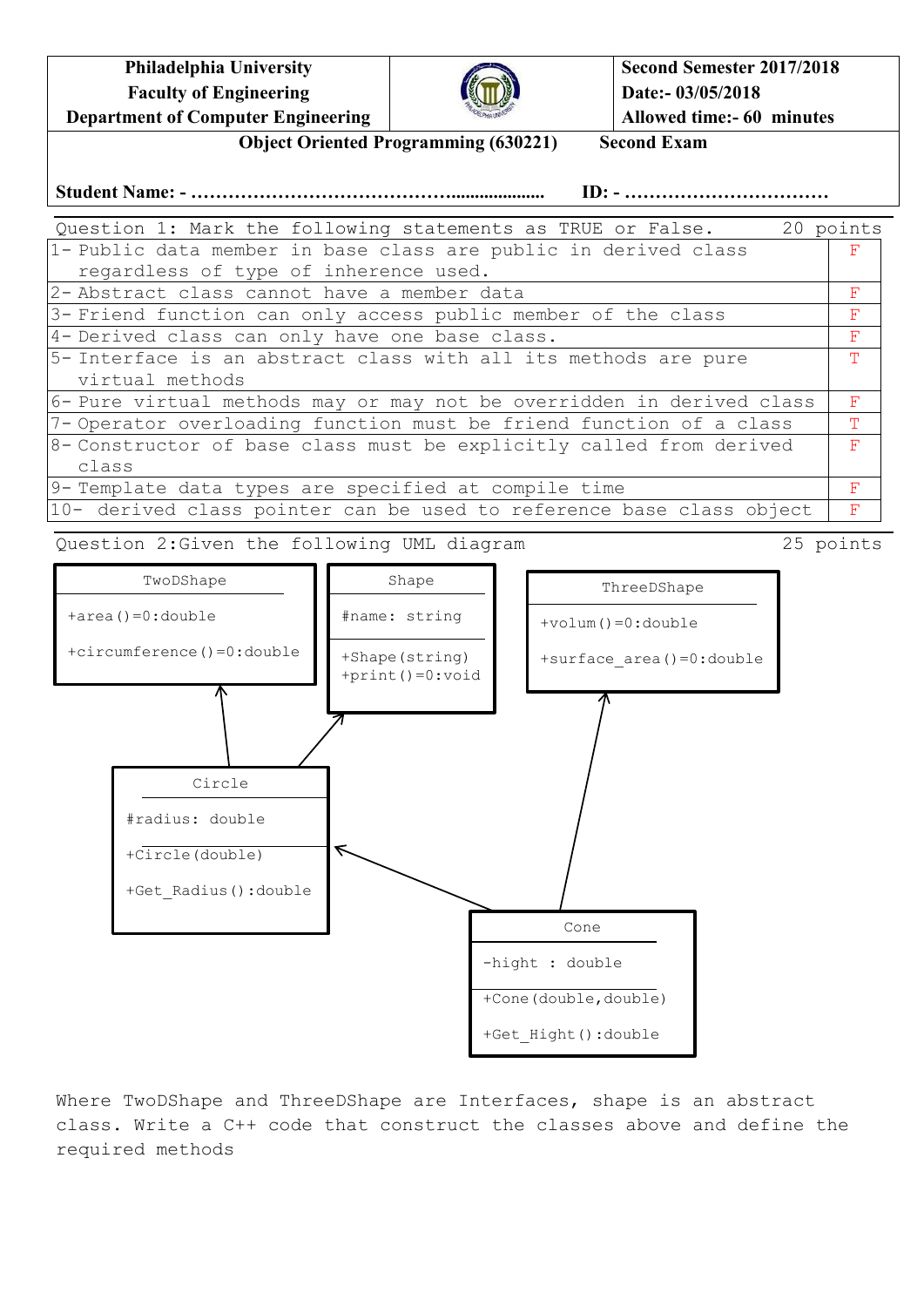| Philadelphia University<br>Faculty of Engineering<br>Department of Computer Engineering | | Second Semester 2017/2018<br>Date:- 03/05/2018<br>Allowed time:- 60 minutes |
|---|---|---|

**Object Oriented Programming (630221) Second Exam**

**Student Name: - …………………………………................... ID: - ……………………………**

Question 1: Mark the following statements as TRUE or False. 20 points

| Statement | |
|---|---|
| 1- Public data member in base class are public in derived class regardless of type of inherence used. | F |
| 2- Abstract class cannot have a member data | F |
| 3- Friend function can only access public member of the class | F |
| 4- Derived class can only have one base class. | F |
| 5- Interface is an abstract class with all its methods are pure virtual methods | T |
| 6- Pure virtual methods may or may not be overridden in derived class | F |
| 7- Operator overloading function must be friend function of a class | T |
| 8- Constructor of base class must be explicitly called from derived class | F |
| 9- Template data types are specified at compile time | F |
| 10- derived class pointer can be used to reference base class object | F |

Question 2:Given the following UML diagram 25 points

```
TwoDShape
  +area()=0:double
  +circumference()=0:double

Shape
  #name: string
  +Shape(string)
  +print()=0:void

ThreeDShape
  +volum()=0:double
  +surface_area()=0:double

Circle  (inherits TwoDShape, Shape)
  #radius: double
  +Circle(double)
  +Get_Radius():double

Cone  (inherits Circle, ThreeDShape)
  -hight : double
  +Cone(double,double)
  +Get_Hight():double
```

Where TwoDShape and ThreeDShape are Interfaces, shape is an abstract class. Write a C++ code that construct the classes above and define the required methods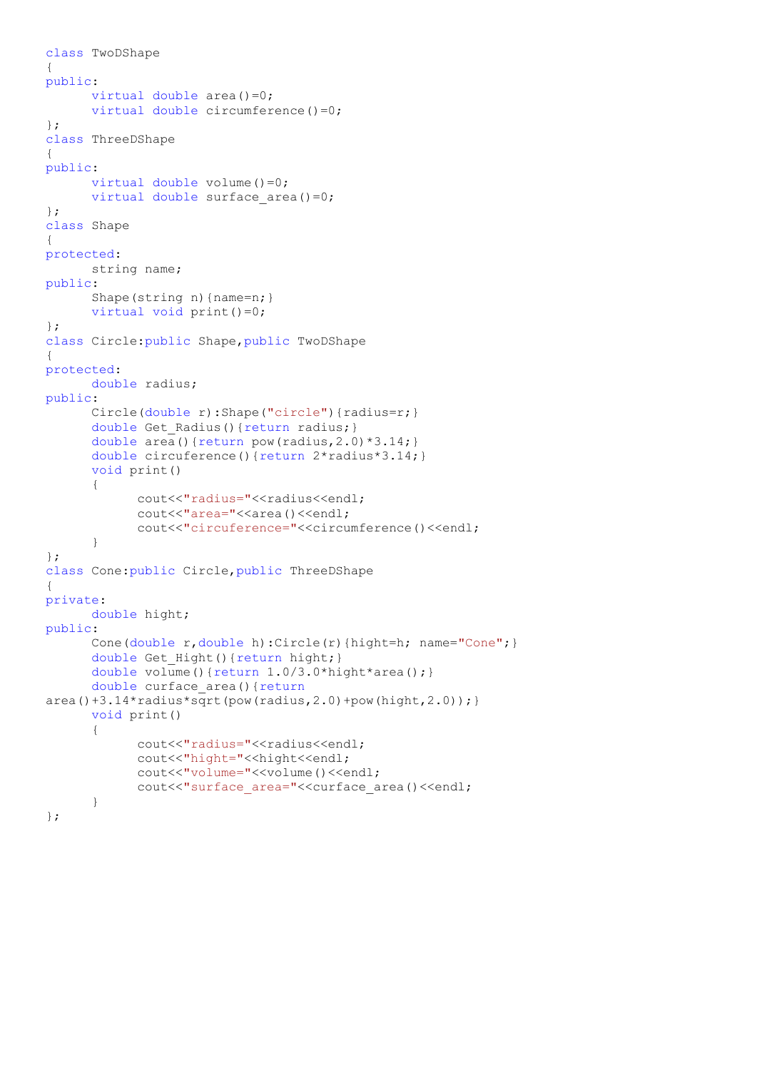```
class TwoDShape
{
public:
      virtual double area()=0;
      virtual double circumference()=0;
};
class ThreeDShape
{
public:
      virtual double volume()=0;
      virtual double surface_area()=0;
};
class Shape
{
protected:
      string name;
public:
      Shape(string n){name=n;}
      virtual void print()=0;
};
class Circle:public Shape,public TwoDShape
{
protected:
      double radius;
public:
      Circle(double r):Shape("circle"){radius=r;}
      double Get_Radius(){return radius;}
      double area(){return pow(radius,2.0)*3.14;}
      double circuference(){return 2*radius*3.14;}
      void print()
      {
            cout<<"radius="<<radius<<endl;
            cout<<"area="<<area()<<endl;
            cout<<"circuference="<<circumference()<<endl;
      }
};
class Cone:public Circle,public ThreeDShape
{
private:
      double hight;
public:
      Cone(double r,double h):Circle(r){hight=h; name="Cone";}
      double Get_Hight(){return hight;}
      double volume(){return 1.0/3.0*hight*area();}
      double curface_area(){return
area()+3.14*radius*sqrt(pow(radius,2.0)+pow(hight,2.0));}
      void print()
      {
            cout<<"radius="<<radius<<endl;
            cout<<"hight="<<hight<<endl;
            cout<<"volume="<<volume()<<endl;
            cout<<"surface_area="<<curface_area()<<endl;
      }
};
```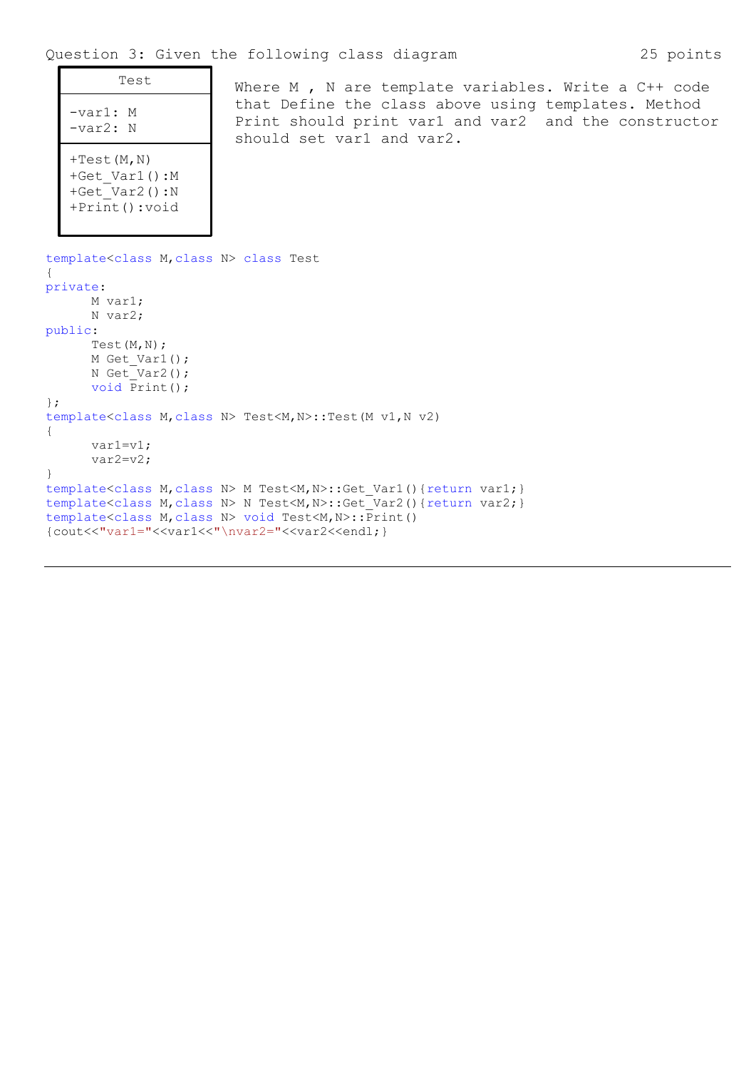Question 3: Given the following class diagram 25 points

| Test |
|---|
| -var1: M<br>-var2: N |
| +Test(M,N)<br>+Get_Var1():M<br>+Get_Var2():N<br>+Print():void |

Where M , N are template variables. Write a C++ code that Define the class above using templates. Method Print should print var1 and var2 and the constructor should set var1 and var2.

```
template<class M,class N> class Test
{
private:
      M var1;
      N var2;
public:
      Test(M,N);
      M Get_Var1();
      N Get_Var2();
      void Print();
};
template<class M,class N> Test<M,N>::Test(M v1,N v2)
{
      var1=v1;
      var2=v2;
}
template<class M,class N> M Test<M,N>::Get_Var1(){return var1;}
template<class M,class N> N Test<M,N>::Get_Var2(){return var2;}
template<class M,class N> void Test<M,N>::Print()
{cout<<"var1="<<var1<<"\nvar2="<<var2<<endl;}
```

---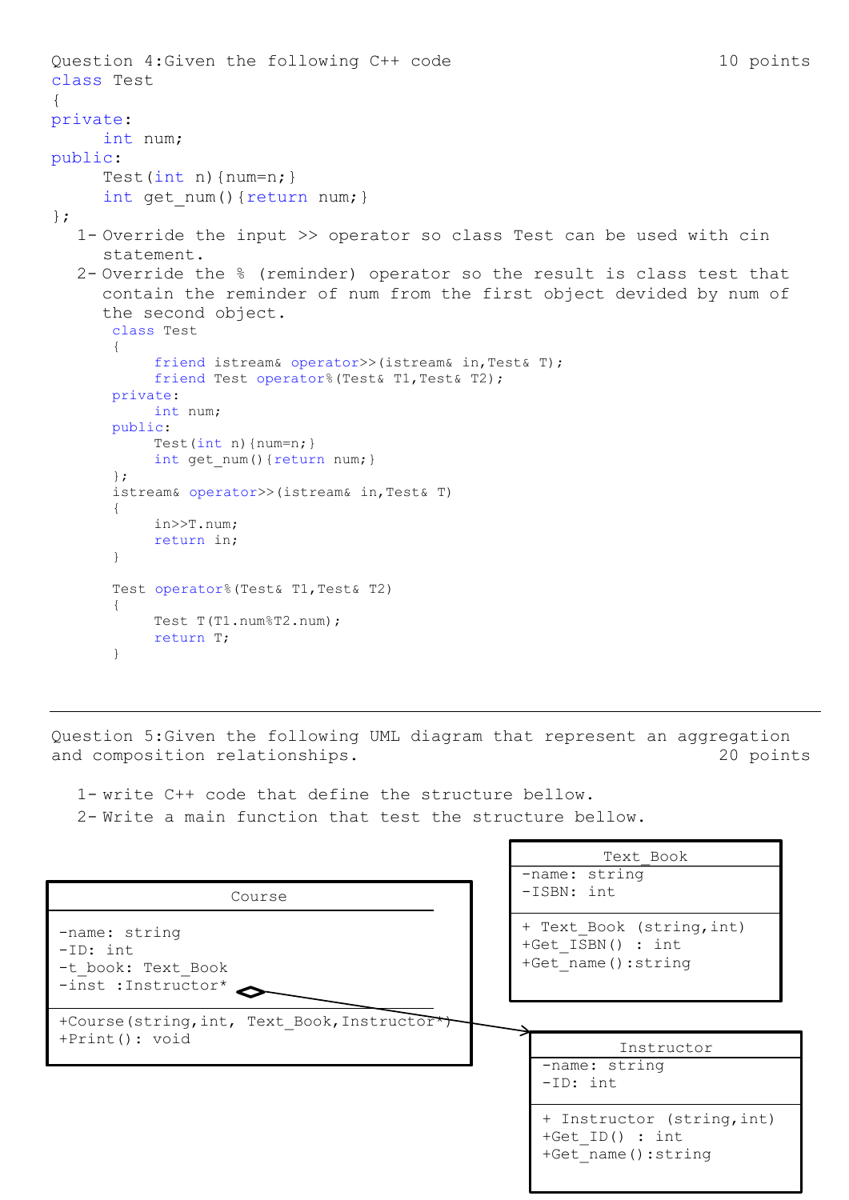Question 4:Given the following C++ code 10 points

```
class Test
{
private:
	int num;
public:
	Test(int n){num=n;}
	int get_num(){return num;}
};
```

1- Override the input >> operator so class Test can be used with cin statement.
2- Override the % (reminder) operator so the result is class test that contain the reminder of num from the first object devided by num of the second object.

```
class Test
{
	friend istream& operator>>(istream& in,Test& T);
	friend Test operator%(Test& T1,Test& T2);
private:
	int num;
public:
	Test(int n){num=n;}
	int get_num(){return num;}
};
istream& operator>>(istream& in,Test& T)
{
	in>>T.num;
	return in;
}

Test operator%(Test& T1,Test& T2)
{
	Test T(T1.num%T2.num);
	return T;
}
```

---

Question 5:Given the following UML diagram that represent an aggregation and composition relationships. 20 points

1- write C++ code that define the structure bellow.
2- Write a main function that test the structure bellow.

| Course |
| --- |
| -name: string<br>-ID: int<br>-t_book: Text_Book<br>-inst :Instructor* |
| +Course(string,int, Text_Book,Instructor*)<br>+Print(): void |

| Text_Book |
| --- |
| -name: string<br>-ISBN: int |
| + Text_Book (string,int)<br>+Get_ISBN() : int<br>+Get_name():string |

| Instructor |
| --- |
| -name: string<br>-ID: int |
| + Instructor (string,int)<br>+Get_ID() : int<br>+Get_name():string |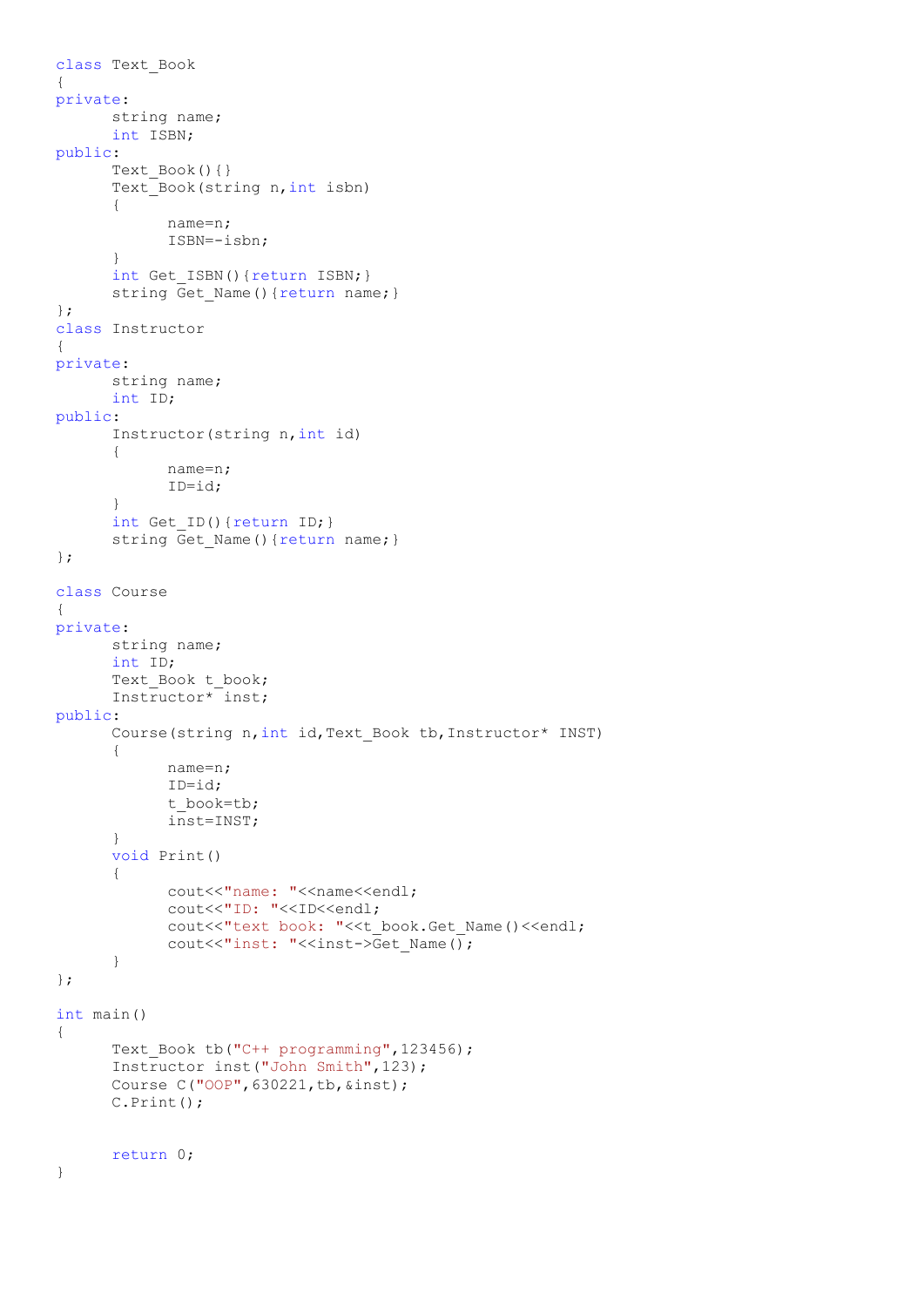```
class Text_Book
{
private:
      string name;
      int ISBN;
public:
      Text_Book(){}
      Text_Book(string n,int isbn)
      {
            name=n;
            ISBN=-isbn;
      }
      int Get_ISBN(){return ISBN;}
      string Get_Name(){return name;}
};
class Instructor
{
private:
      string name;
      int ID;
public:
      Instructor(string n,int id)
      {
            name=n;
            ID=id;
      }
      int Get_ID(){return ID;}
      string Get_Name(){return name;}
};

class Course
{
private:
      string name;
      int ID;
      Text_Book t_book;
      Instructor* inst;
public:
      Course(string n,int id,Text_Book tb,Instructor* INST)
      {
            name=n;
            ID=id;
            t_book=tb;
            inst=INST;
      }
      void Print()
      {
            cout<<"name: "<<name<<endl;
            cout<<"ID: "<<ID<<endl;
            cout<<"text book: "<<t_book.Get_Name()<<endl;
            cout<<"inst: "<<inst->Get_Name();
      }
};

int main()
{
      Text_Book tb("C++ programming",123456);
      Instructor inst("John Smith",123);
      Course C("OOP",630221,tb,&inst);
      C.Print();


      return 0;
}
```